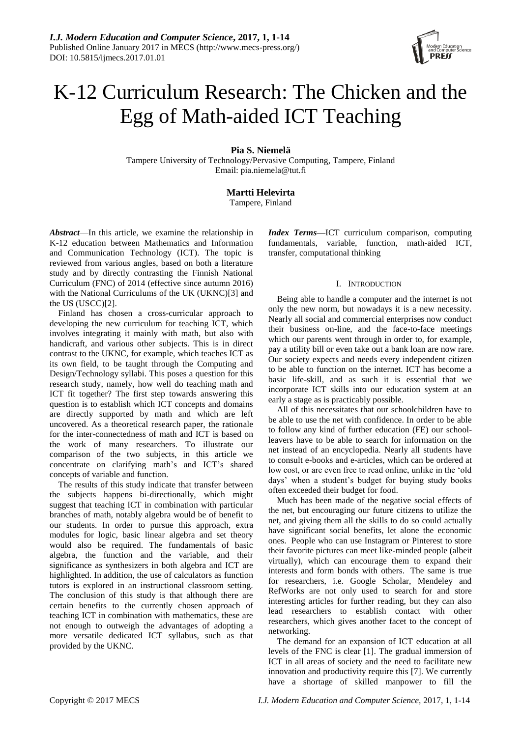# K-12 Curriculum Research: The Chicken and the Egg of Math-aided ICT Teaching

**Pia S. Niemelä**
Tampere University of Technology/Pervasive Computing, Tampere, Finland
Email: pia.niemela@tut.fi

**Martti Helevirta**
Tampere, Finland

***Abstract***—In this article, we examine the relationship in K-12 education between Mathematics and Information and Communication Technology (ICT). The topic is reviewed from various angles, based on both a literature study and by directly contrasting the Finnish National Curriculum (FNC) of 2014 (effective since autumn 2016) with the National Curriculums of the UK (UKNC)[3] and the US (USCC)[2].

Finland has chosen a cross-curricular approach to developing the new curriculum for teaching ICT, which involves integrating it mainly with math, but also with handicraft, and various other subjects. This is in direct contrast to the UKNC, for example, which teaches ICT as its own field, to be taught through the Computing and Design/Technology syllabi. This poses a question for this research study, namely, how well do teaching math and ICT fit together? The first step towards answering this question is to establish which ICT concepts and domains are directly supported by math and which are left uncovered. As a theoretical research paper, the rationale for the inter-connectedness of math and ICT is based on the work of many researchers. To illustrate our comparison of the two subjects, in this article we concentrate on clarifying math's and ICT's shared concepts of variable and function.

The results of this study indicate that transfer between the subjects happens bi-directionally, which might suggest that teaching ICT in combination with particular branches of math, notably algebra would be of benefit to our students. In order to pursue this approach, extra modules for logic, basic linear algebra and set theory would also be required. The fundamentals of basic algebra, the function and the variable, and their significance as synthesizers in both algebra and ICT are highlighted. In addition, the use of calculators as function tutors is explored in an instructional classroom setting. The conclusion of this study is that although there are certain benefits to the currently chosen approach of teaching ICT in combination with mathematics, these are not enough to outweigh the advantages of adopting a more versatile dedicated ICT syllabus, such as that provided by the UKNC.

***Index Terms***—ICT curriculum comparison, computing fundamentals, variable, function, math-aided ICT, transfer, computational thinking

## I. INTRODUCTION

Being able to handle a computer and the internet is not only the new norm, but nowadays it is a new necessity. Nearly all social and commercial enterprises now conduct their business on-line, and the face-to-face meetings which our parents went through in order to, for example, pay a utility bill or even take out a bank loan are now rare. Our society expects and needs every independent citizen to be able to function on the internet. ICT has become a basic life-skill, and as such it is essential that we incorporate ICT skills into our education system at an early a stage as is practicably possible.

All of this necessitates that our schoolchildren have to be able to use the net with confidence. In order to be able to follow any kind of further education (FE) our school-leavers have to be able to search for information on the net instead of an encyclopedia. Nearly all students have to consult e-books and e-articles, which can be ordered at low cost, or are even free to read online, unlike in the 'old days' when a student's budget for buying study books often exceeded their budget for food.

Much has been made of the negative social effects of the net, but encouraging our future citizens to utilize the net, and giving them all the skills to do so could actually have significant social benefits, let alone the economic ones. People who can use Instagram or Pinterest to store their favorite pictures can meet like-minded people (albeit virtually), which can encourage them to expand their interests and form bonds with others. The same is true for researchers, i.e. Google Scholar, Mendeley and RefWorks are not only used to search for and store interesting articles for further reading, but they can also lead researchers to establish contact with other researchers, which gives another facet to the concept of networking.

The demand for an expansion of ICT education at all levels of the FNC is clear [1]. The gradual immersion of ICT in all areas of society and the need to facilitate new innovation and productivity require this [7]. We currently have a shortage of skilled manpower to fill the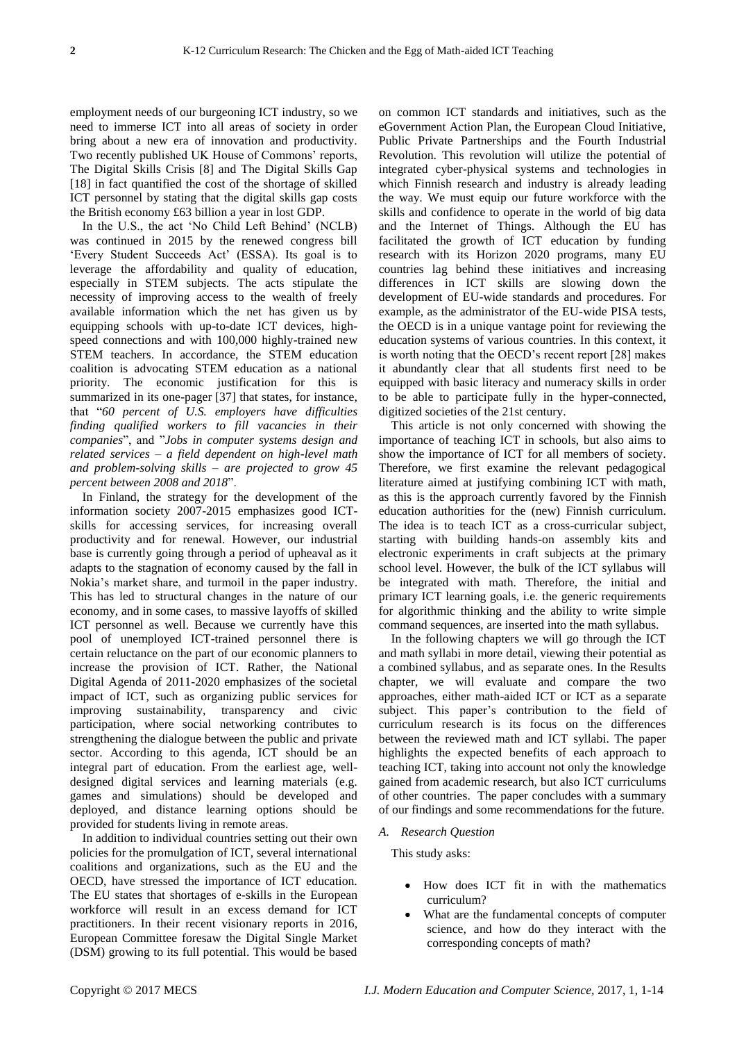employment needs of our burgeoning ICT industry, so we need to immerse ICT into all areas of society in order bring about a new era of innovation and productivity. Two recently published UK House of Commons' reports, The Digital Skills Crisis [8] and The Digital Skills Gap [18] in fact quantified the cost of the shortage of skilled ICT personnel by stating that the digital skills gap costs the British economy £63 billion a year in lost GDP.

In the U.S., the act 'No Child Left Behind' (NCLB) was continued in 2015 by the renewed congress bill 'Every Student Succeeds Act' (ESSA). Its goal is to leverage the affordability and quality of education, especially in STEM subjects. The acts stipulate the necessity of improving access to the wealth of freely available information which the net has given us by equipping schools with up-to-date ICT devices, high-speed connections and with 100,000 highly-trained new STEM teachers. In accordance, the STEM education coalition is advocating STEM education as a national priority. The economic justification for this is summarized in its one-pager [37] that states, for instance, that "*60 percent of U.S. employers have difficulties finding qualified workers to fill vacancies in their companies*", and "*Jobs in computer systems design and related services – a field dependent on high-level math and problem-solving skills – are projected to grow 45 percent between 2008 and 2018*".

In Finland, the strategy for the development of the information society 2007-2015 emphasizes good ICT-skills for accessing services, for increasing overall productivity and for renewal. However, our industrial base is currently going through a period of upheaval as it adapts to the stagnation of economy caused by the fall in Nokia's market share, and turmoil in the paper industry. This has led to structural changes in the nature of our economy, and in some cases, to massive layoffs of skilled ICT personnel as well. Because we currently have this pool of unemployed ICT-trained personnel there is certain reluctance on the part of our economic planners to increase the provision of ICT. Rather, the National Digital Agenda of 2011-2020 emphasizes of the societal impact of ICT, such as organizing public services for improving sustainability, transparency and civic participation, where social networking contributes to strengthening the dialogue between the public and private sector. According to this agenda, ICT should be an integral part of education. From the earliest age, well-designed digital services and learning materials (e.g. games and simulations) should be developed and deployed, and distance learning options should be provided for students living in remote areas.

In addition to individual countries setting out their own policies for the promulgation of ICT, several international coalitions and organizations, such as the EU and the OECD, have stressed the importance of ICT education. The EU states that shortages of e-skills in the European workforce will result in an excess demand for ICT practitioners. In their recent visionary reports in 2016, European Committee foresaw the Digital Single Market (DSM) growing to its full potential. This would be based on common ICT standards and initiatives, such as the eGovernment Action Plan, the European Cloud Initiative, Public Private Partnerships and the Fourth Industrial Revolution. This revolution will utilize the potential of integrated cyber-physical systems and technologies in which Finnish research and industry is already leading the way. We must equip our future workforce with the skills and confidence to operate in the world of big data and the Internet of Things. Although the EU has facilitated the growth of ICT education by funding research with its Horizon 2020 programs, many EU countries lag behind these initiatives and increasing differences in ICT skills are slowing down the development of EU-wide standards and procedures. For example, as the administrator of the EU-wide PISA tests, the OECD is in a unique vantage point for reviewing the education systems of various countries. In this context, it is worth noting that the OECD's recent report [28] makes it abundantly clear that all students first need to be equipped with basic literacy and numeracy skills in order to be able to participate fully in the hyper-connected, digitized societies of the 21st century.

This article is not only concerned with showing the importance of teaching ICT in schools, but also aims to show the importance of ICT for all members of society. Therefore, we first examine the relevant pedagogical literature aimed at justifying combining ICT with math, as this is the approach currently favored by the Finnish education authorities for the (new) Finnish curriculum. The idea is to teach ICT as a cross-curricular subject, starting with building hands-on assembly kits and electronic experiments in craft subjects at the primary school level. However, the bulk of the ICT syllabus will be integrated with math. Therefore, the initial and primary ICT learning goals, i.e. the generic requirements for algorithmic thinking and the ability to write simple command sequences, are inserted into the math syllabus.

In the following chapters we will go through the ICT and math syllabi in more detail, viewing their potential as a combined syllabus, and as separate ones. In the Results chapter, we will evaluate and compare the two approaches, either math-aided ICT or ICT as a separate subject. This paper's contribution to the field of curriculum research is its focus on the differences between the reviewed math and ICT syllabi. The paper highlights the expected benefits of each approach to teaching ICT, taking into account not only the knowledge gained from academic research, but also ICT curriculums of other countries. The paper concludes with a summary of our findings and some recommendations for the future.

### *A. Research Question*

This study asks:

- How does ICT fit in with the mathematics curriculum?
- What are the fundamental concepts of computer science, and how do they interact with the corresponding concepts of math?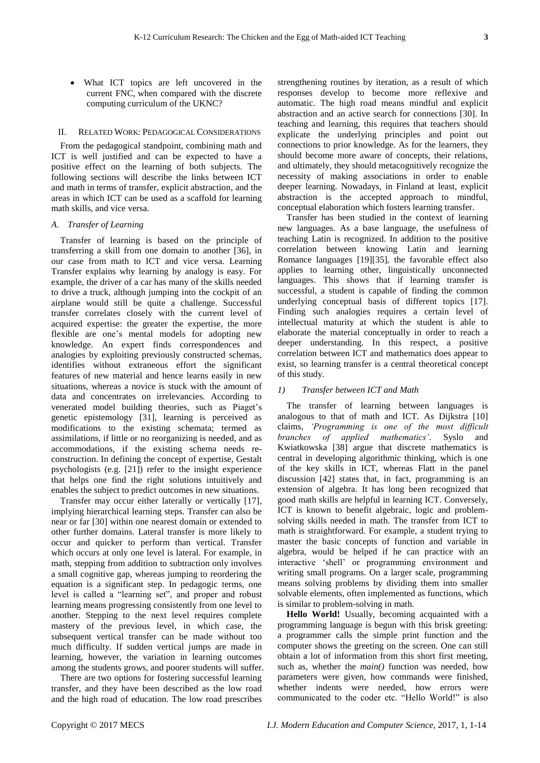- What ICT topics are left uncovered in the current FNC, when compared with the discrete computing curriculum of the UKNC?

## II. Related Work: Pedagogical Considerations

From the pedagogical standpoint, combining math and ICT is well justified and can be expected to have a positive effect on the learning of both subjects. The following sections will describe the links between ICT and math in terms of transfer, explicit abstraction, and the areas in which ICT can be used as a scaffold for learning math skills, and vice versa.

### *A. Transfer of Learning*

Transfer of learning is based on the principle of transferring a skill from one domain to another [36], in our case from math to ICT and vice versa. Learning Transfer explains why learning by analogy is easy. For example, the driver of a car has many of the skills needed to drive a truck, although jumping into the cockpit of an airplane would still be quite a challenge. Successful transfer correlates closely with the current level of acquired expertise: the greater the expertise, the more flexible are one's mental models for adopting new knowledge. An expert finds correspondences and analogies by exploiting previously constructed schemas, identifies without extraneous effort the significant features of new material and hence learns easily in new situations, whereas a novice is stuck with the amount of data and concentrates on irrelevancies. According to venerated model building theories, such as Piaget's genetic epistemology [31], learning is perceived as modifications to the existing schemata; termed as assimilations, if little or no reorganizing is needed, and as accommodations, if the existing schema needs re-construction. In defining the concept of expertise, Gestalt psychologists (e.g. [21]) refer to the insight experience that helps one find the right solutions intuitively and enables the subject to predict outcomes in new situations.

Transfer may occur either laterally or vertically [17], implying hierarchical learning steps. Transfer can also be near or far [30] within one nearest domain or extended to other further domains. Lateral transfer is more likely to occur and quicker to perform than vertical. Transfer which occurs at only one level is lateral. For example, in math, stepping from addition to subtraction only involves a small cognitive gap, whereas jumping to reordering the equation is a significant step. In pedagogic terms, one level is called a "learning set", and proper and robust learning means progressing consistently from one level to another. Stepping to the next level requires complete mastery of the previous level, in which case, the subsequent vertical transfer can be made without too much difficulty. If sudden vertical jumps are made in learning, however, the variation in learning outcomes among the students grows, and poorer students will suffer.

There are two options for fostering successful learning transfer, and they have been described as the low road and the high road of education. The low road prescribes strengthening routines by iteration, as a result of which responses develop to become more reflexive and automatic. The high road means mindful and explicit abstraction and an active search for connections [30]. In teaching and learning, this requires that teachers should explicate the underlying principles and point out connections to prior knowledge. As for the learners, they should become more aware of concepts, their relations, and ultimately, they should metacognitively recognize the necessity of making associations in order to enable deeper learning. Nowadays, in Finland at least, explicit abstraction is the accepted approach to mindful, conceptual elaboration which fosters learning transfer.

Transfer has been studied in the context of learning new languages. As a base language, the usefulness of teaching Latin is recognized. In addition to the positive correlation between knowing Latin and learning Romance languages [19][35], the favorable effect also applies to learning other, linguistically unconnected languages. This shows that if learning transfer is successful, a student is capable of finding the common underlying conceptual basis of different topics [17]. Finding such analogies requires a certain level of intellectual maturity at which the student is able to elaborate the material conceptually in order to reach a deeper understanding. In this respect, a positive correlation between ICT and mathematics does appear to exist, so learning transfer is a central theoretical concept of this study.

#### *1) Transfer between ICT and Math*

The transfer of learning between languages is analogous to that of math and ICT. As Dijkstra [10] claims, *'Programming is one of the most difficult branches of applied mathematics'*. Syslo and Kwiatkowska [38] argue that discrete mathematics is central in developing algorithmic thinking, which is one of the key skills in ICT, whereas Flatt in the panel discussion [42] states that, in fact, programming is an extension of algebra. It has long been recognized that good math skills are helpful in learning ICT. Conversely, ICT is known to benefit algebraic, logic and problem-solving skills needed in math. The transfer from ICT to math is straightforward. For example, a student trying to master the basic concepts of function and variable in algebra, would be helped if he can practice with an interactive 'shell' or programming environment and writing small programs. On a larger scale, programming means solving problems by dividing them into smaller solvable elements, often implemented as functions, which is similar to problem-solving in math.

**Hello World!** Usually, becoming acquainted with a programming language is begun with this brisk greeting: a programmer calls the simple print function and the computer shows the greeting on the screen. One can still obtain a lot of information from this short first meeting, such as, whether the *main()* function was needed, how parameters were given, how commands were finished, whether indents were needed, how errors were communicated to the coder etc. "Hello World!" is also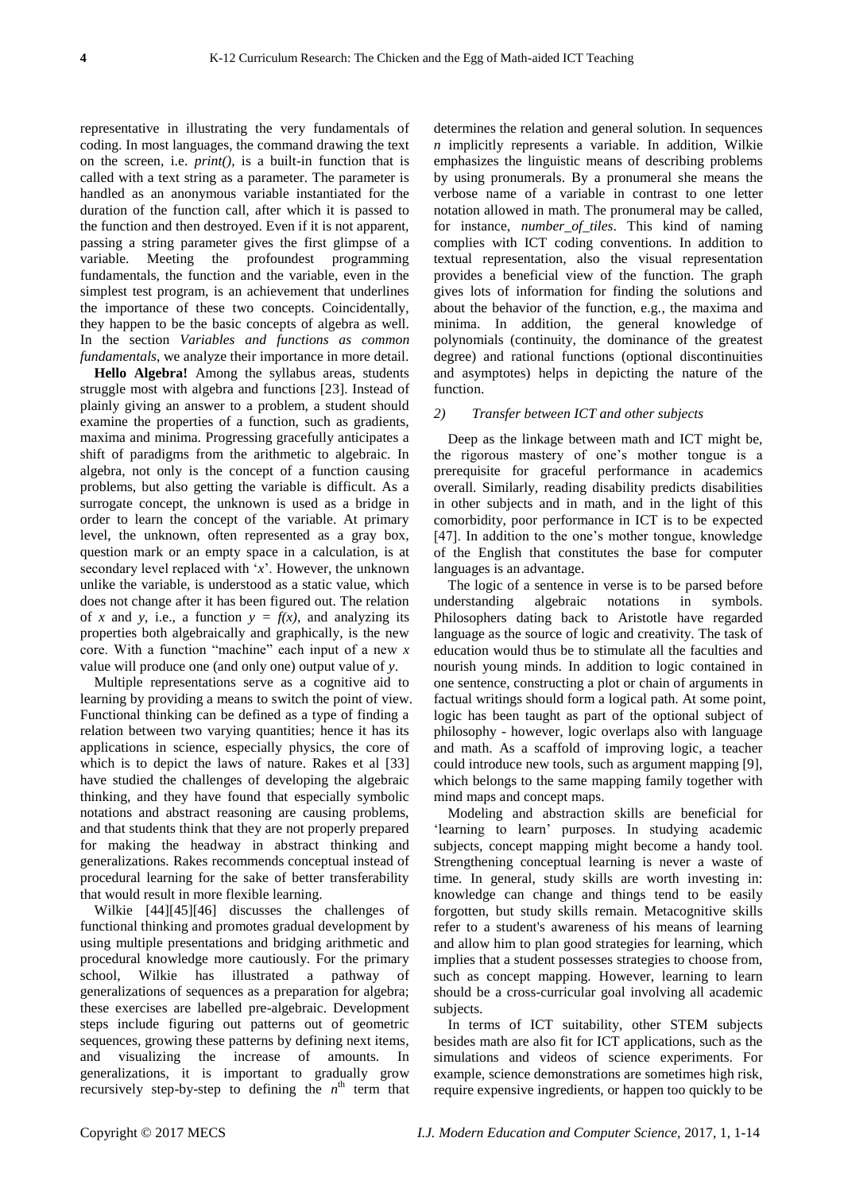representative in illustrating the very fundamentals of coding. In most languages, the command drawing the text on the screen, i.e. *print()*, is a built-in function that is called with a text string as a parameter. The parameter is handled as an anonymous variable instantiated for the duration of the function call, after which it is passed to the function and then destroyed. Even if it is not apparent, passing a string parameter gives the first glimpse of a variable. Meeting the profoundest programming fundamentals, the function and the variable, even in the simplest test program, is an achievement that underlines the importance of these two concepts. Coincidentally, they happen to be the basic concepts of algebra as well. In the section *Variables and functions as common fundamentals*, we analyze their importance in more detail.

**Hello Algebra!** Among the syllabus areas, students struggle most with algebra and functions [23]. Instead of plainly giving an answer to a problem, a student should examine the properties of a function, such as gradients, maxima and minima. Progressing gracefully anticipates a shift of paradigms from the arithmetic to algebraic. In algebra, not only is the concept of a function causing problems, but also getting the variable is difficult. As a surrogate concept, the unknown is used as a bridge in order to learn the concept of the variable. At primary level, the unknown, often represented as a gray box, question mark or an empty space in a calculation, is at secondary level replaced with '$x$'. However, the unknown unlike the variable, is understood as a static value, which does not change after it has been figured out. The relation of $x$ and $y$, i.e., a function $y = f(x)$, and analyzing its properties both algebraically and graphically, is the new core. With a function "machine" each input of a new $x$ value will produce one (and only one) output value of $y$.

Multiple representations serve as a cognitive aid to learning by providing a means to switch the point of view. Functional thinking can be defined as a type of finding a relation between two varying quantities; hence it has its applications in science, especially physics, the core of which is to depict the laws of nature. Rakes et al [33] have studied the challenges of developing the algebraic thinking, and they have found that especially symbolic notations and abstract reasoning are causing problems, and that students think that they are not properly prepared for making the headway in abstract thinking and generalizations. Rakes recommends conceptual instead of procedural learning for the sake of better transferability that would result in more flexible learning.

Wilkie [44][45][46] discusses the challenges of functional thinking and promotes gradual development by using multiple presentations and bridging arithmetic and procedural knowledge more cautiously. For the primary school, Wilkie has illustrated a pathway of generalizations of sequences as a preparation for algebra; these exercises are labelled pre-algebraic. Development steps include figuring out patterns out of geometric sequences, growing these patterns by defining next items, and visualizing the increase of amounts. In generalizations, it is important to gradually grow recursively step-by-step to defining the $n^{th}$ term that determines the relation and general solution. In sequences $n$ implicitly represents a variable. In addition, Wilkie emphasizes the linguistic means of describing problems by using pronumerals. By a pronumeral she means the verbose name of a variable in contrast to one letter notation allowed in math. The pronumeral may be called, for instance, *number_of_tiles*. This kind of naming complies with ICT coding conventions. In addition to textual representation, also the visual representation provides a beneficial view of the function. The graph gives lots of information for finding the solutions and about the behavior of the function, e.g., the maxima and minima. In addition, the general knowledge of polynomials (continuity, the dominance of the greatest degree) and rational functions (optional discontinuities and asymptotes) helps in depicting the nature of the function.

### *2) Transfer between ICT and other subjects*

Deep as the linkage between math and ICT might be, the rigorous mastery of one's mother tongue is a prerequisite for graceful performance in academics overall. Similarly, reading disability predicts disabilities in other subjects and in math, and in the light of this comorbidity, poor performance in ICT is to be expected [47]. In addition to the one's mother tongue, knowledge of the English that constitutes the base for computer languages is an advantage.

The logic of a sentence in verse is to be parsed before understanding algebraic notations in symbols. Philosophers dating back to Aristotle have regarded language as the source of logic and creativity. The task of education would thus be to stimulate all the faculties and nourish young minds. In addition to logic contained in one sentence, constructing a plot or chain of arguments in factual writings should form a logical path. At some point, logic has been taught as part of the optional subject of philosophy - however, logic overlaps also with language and math. As a scaffold of improving logic, a teacher could introduce new tools, such as argument mapping [9], which belongs to the same mapping family together with mind maps and concept maps.

Modeling and abstraction skills are beneficial for 'learning to learn' purposes. In studying academic subjects, concept mapping might become a handy tool. Strengthening conceptual learning is never a waste of time. In general, study skills are worth investing in: knowledge can change and things tend to be easily forgotten, but study skills remain. Metacognitive skills refer to a student's awareness of his means of learning and allow him to plan good strategies for learning, which implies that a student possesses strategies to choose from, such as concept mapping. However, learning to learn should be a cross-curricular goal involving all academic subjects.

In terms of ICT suitability, other STEM subjects besides math are also fit for ICT applications, such as the simulations and videos of science experiments. For example, science demonstrations are sometimes high risk, require expensive ingredients, or happen too quickly to be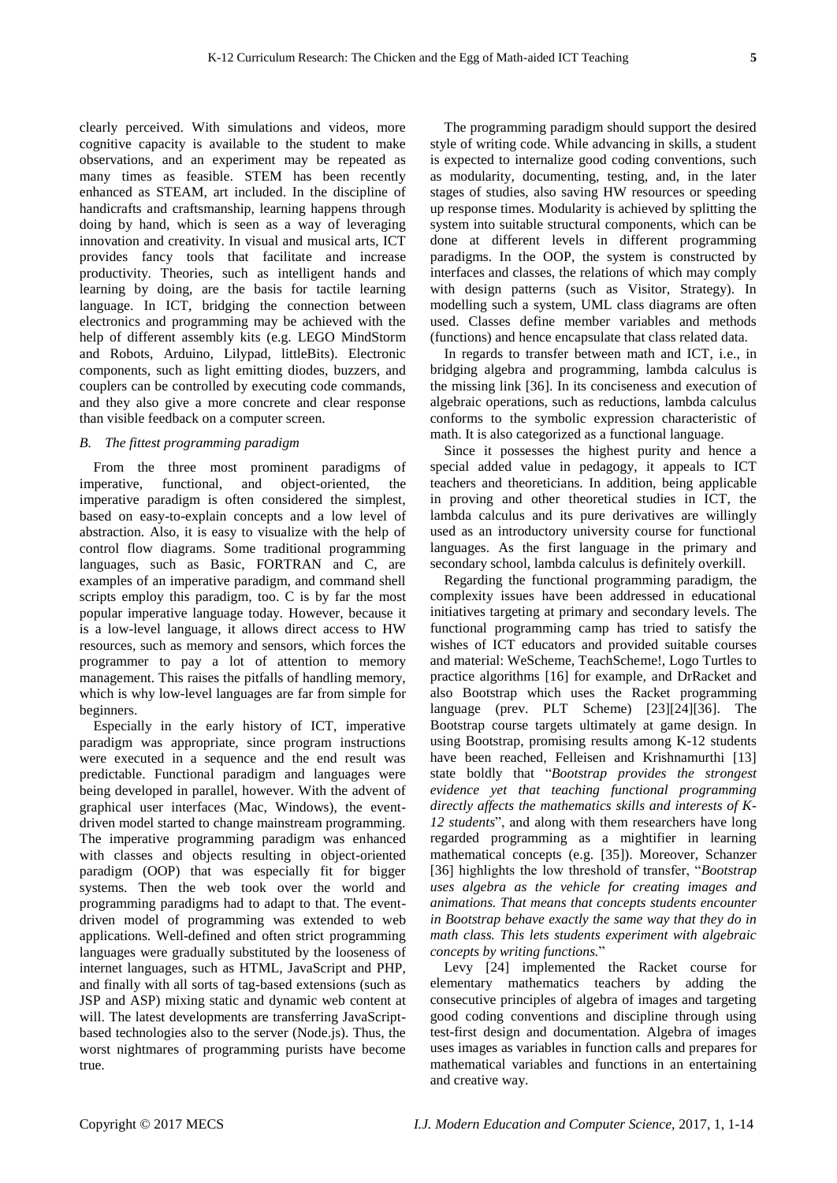clearly perceived. With simulations and videos, more cognitive capacity is available to the student to make observations, and an experiment may be repeated as many times as feasible. STEM has been recently enhanced as STEAM, art included. In the discipline of handicrafts and craftsmanship, learning happens through doing by hand, which is seen as a way of leveraging innovation and creativity. In visual and musical arts, ICT provides fancy tools that facilitate and increase productivity. Theories, such as intelligent hands and learning by doing, are the basis for tactile learning language. In ICT, bridging the connection between electronics and programming may be achieved with the help of different assembly kits (e.g. LEGO MindStorm and Robots, Arduino, Lilypad, littleBits). Electronic components, such as light emitting diodes, buzzers, and couplers can be controlled by executing code commands, and they also give a more concrete and clear response than visible feedback on a computer screen.

### *B. The fittest programming paradigm*

From the three most prominent paradigms of imperative, functional, and object-oriented, the imperative paradigm is often considered the simplest, based on easy-to-explain concepts and a low level of abstraction. Also, it is easy to visualize with the help of control flow diagrams. Some traditional programming languages, such as Basic, FORTRAN and C, are examples of an imperative paradigm, and command shell scripts employ this paradigm, too. C is by far the most popular imperative language today. However, because it is a low-level language, it allows direct access to HW resources, such as memory and sensors, which forces the programmer to pay a lot of attention to memory management. This raises the pitfalls of handling memory, which is why low-level languages are far from simple for beginners.

Especially in the early history of ICT, imperative paradigm was appropriate, since program instructions were executed in a sequence and the end result was predictable. Functional paradigm and languages were being developed in parallel, however. With the advent of graphical user interfaces (Mac, Windows), the event-driven model started to change mainstream programming. The imperative programming paradigm was enhanced with classes and objects resulting in object-oriented paradigm (OOP) that was especially fit for bigger systems. Then the web took over the world and programming paradigms had to adapt to that. The event-driven model of programming was extended to web applications. Well-defined and often strict programming languages were gradually substituted by the looseness of internet languages, such as HTML, JavaScript and PHP, and finally with all sorts of tag-based extensions (such as JSP and ASP) mixing static and dynamic web content at will. The latest developments are transferring JavaScript-based technologies also to the server (Node.js). Thus, the worst nightmares of programming purists have become true.

The programming paradigm should support the desired style of writing code. While advancing in skills, a student is expected to internalize good coding conventions, such as modularity, documenting, testing, and, in the later stages of studies, also saving HW resources or speeding up response times. Modularity is achieved by splitting the system into suitable structural components, which can be done at different levels in different programming paradigms. In the OOP, the system is constructed by interfaces and classes, the relations of which may comply with design patterns (such as Visitor, Strategy). In modelling such a system, UML class diagrams are often used. Classes define member variables and methods (functions) and hence encapsulate that class related data.

In regards to transfer between math and ICT, i.e., in bridging algebra and programming, lambda calculus is the missing link [36]. In its conciseness and execution of algebraic operations, such as reductions, lambda calculus conforms to the symbolic expression characteristic of math. It is also categorized as a functional language.

Since it possesses the highest purity and hence a special added value in pedagogy, it appeals to ICT teachers and theoreticians. In addition, being applicable in proving and other theoretical studies in ICT, the lambda calculus and its pure derivatives are willingly used as an introductory university course for functional languages. As the first language in the primary and secondary school, lambda calculus is definitely overkill.

Regarding the functional programming paradigm, the complexity issues have been addressed in educational initiatives targeting at primary and secondary levels. The functional programming camp has tried to satisfy the wishes of ICT educators and provided suitable courses and material: WeScheme, TeachScheme!, Logo Turtles to practice algorithms [16] for example, and DrRacket and also Bootstrap which uses the Racket programming language (prev. PLT Scheme) [23][24][36]. The Bootstrap course targets ultimately at game design. In using Bootstrap, promising results among K-12 students have been reached, Felleisen and Krishnamurthi [13] state boldly that "*Bootstrap provides the strongest evidence yet that teaching functional programming directly affects the mathematics skills and interests of K-12 students*", and along with them researchers have long regarded programming as a mightifier in learning mathematical concepts (e.g. [35]). Moreover, Schanzer [36] highlights the low threshold of transfer, "*Bootstrap uses algebra as the vehicle for creating images and animations. That means that concepts students encounter in Bootstrap behave exactly the same way that they do in math class. This lets students experiment with algebraic concepts by writing functions.*"

Levy [24] implemented the Racket course for elementary mathematics teachers by adding the consecutive principles of algebra of images and targeting good coding conventions and discipline through using test-first design and documentation. Algebra of images uses images as variables in function calls and prepares for mathematical variables and functions in an entertaining and creative way.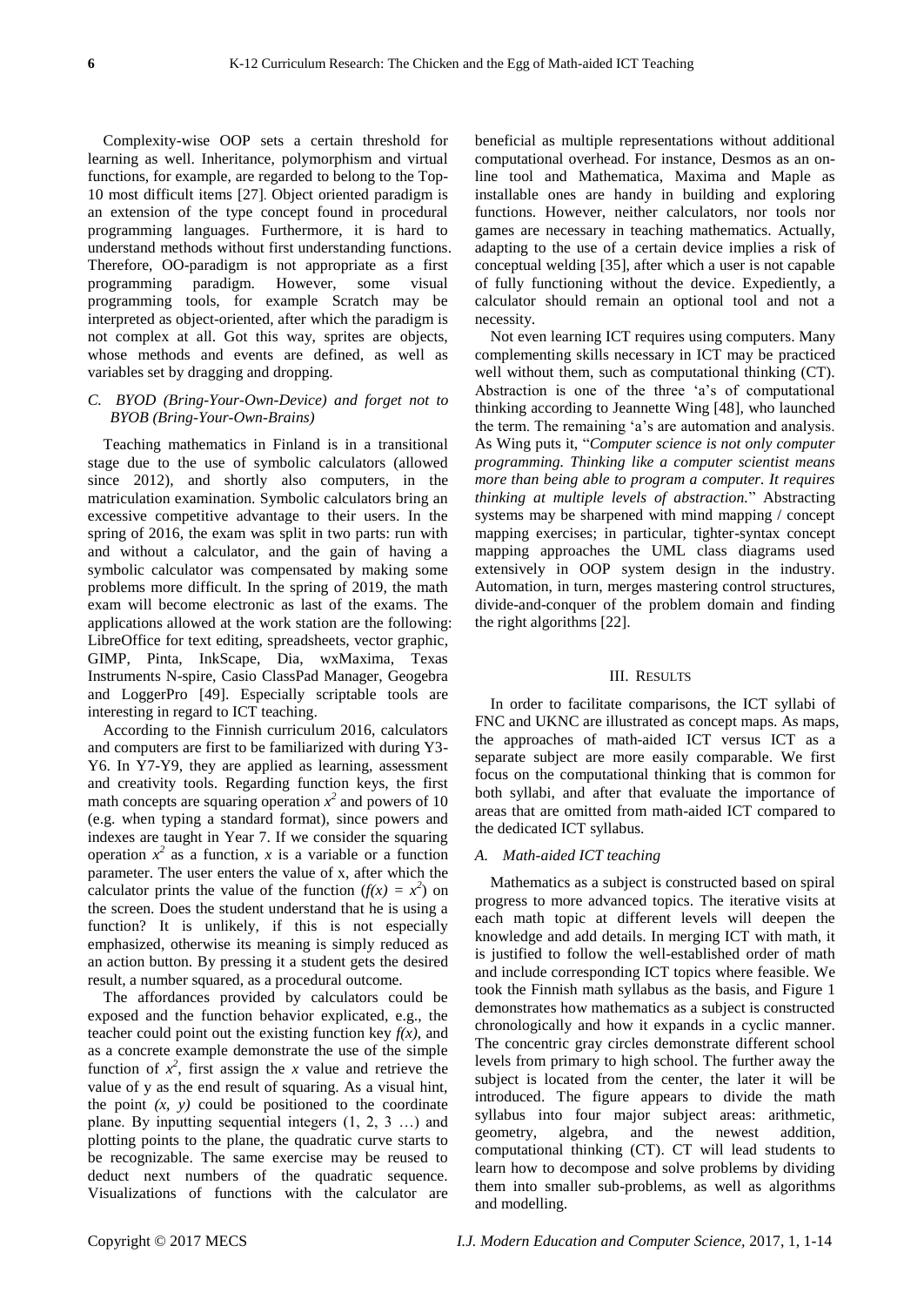Complexity-wise OOP sets a certain threshold for learning as well. Inheritance, polymorphism and virtual functions, for example, are regarded to belong to the Top-10 most difficult items [27]. Object oriented paradigm is an extension of the type concept found in procedural programming languages. Furthermore, it is hard to understand methods without first understanding functions. Therefore, OO-paradigm is not appropriate as a first programming paradigm. However, some visual programming tools, for example Scratch may be interpreted as object-oriented, after which the paradigm is not complex at all. Got this way, sprites are objects, whose methods and events are defined, as well as variables set by dragging and dropping.

### *C. BYOD (Bring-Your-Own-Device) and forget not to BYOB (Bring-Your-Own-Brains)*

Teaching mathematics in Finland is in a transitional stage due to the use of symbolic calculators (allowed since 2012), and shortly also computers, in the matriculation examination. Symbolic calculators bring an excessive competitive advantage to their users. In the spring of 2016, the exam was split in two parts: run with and without a calculator, and the gain of having a symbolic calculator was compensated by making some problems more difficult. In the spring of 2019, the math exam will become electronic as last of the exams. The applications allowed at the work station are the following: LibreOffice for text editing, spreadsheets, vector graphic, GIMP, Pinta, InkScape, Dia, wxMaxima, Texas Instruments N-spire, Casio ClassPad Manager, Geogebra and LoggerPro [49]. Especially scriptable tools are interesting in regard to ICT teaching.

According to the Finnish curriculum 2016, calculators and computers are first to be familiarized with during Y3-Y6. In Y7-Y9, they are applied as learning, assessment and creativity tools. Regarding function keys, the first math concepts are squaring operation $x^2$ and powers of 10 (e.g. when typing a standard format), since powers and indexes are taught in Year 7. If we consider the squaring operation $x^2$ as a function, $x$ is a variable or a function parameter. The user enters the value of x, after which the calculator prints the value of the function ($f(x) = x^2$) on the screen. Does the student understand that he is using a function? It is unlikely, if this is not especially emphasized, otherwise its meaning is simply reduced as an action button. By pressing it a student gets the desired result, a number squared, as a procedural outcome.

The affordances provided by calculators could be exposed and the function behavior explicated, e.g., the teacher could point out the existing function key $f(x)$, and as a concrete example demonstrate the use of the simple function of $x^2$, first assign the $x$ value and retrieve the value of y as the end result of squaring. As a visual hint, the point $(x, y)$ could be positioned to the coordinate plane. By inputting sequential integers (1, 2, 3 …) and plotting points to the plane, the quadratic curve starts to be recognizable. The same exercise may be reused to deduct next numbers of the quadratic sequence. Visualizations of functions with the calculator are beneficial as multiple representations without additional computational overhead. For instance, Desmos as an on-line tool and Mathematica, Maxima and Maple as installable ones are handy in building and exploring functions. However, neither calculators, nor tools nor games are necessary in teaching mathematics. Actually, adapting to the use of a certain device implies a risk of conceptual welding [35], after which a user is not capable of fully functioning without the device. Expediently, a calculator should remain an optional tool and not a necessity.

Not even learning ICT requires using computers. Many complementing skills necessary in ICT may be practiced well without them, such as computational thinking (CT). Abstraction is one of the three 'a's of computational thinking according to Jeannette Wing [48], who launched the term. The remaining 'a's are automation and analysis. As Wing puts it, "*Computer science is not only computer programming. Thinking like a computer scientist means more than being able to program a computer. It requires thinking at multiple levels of abstraction.*" Abstracting systems may be sharpened with mind mapping / concept mapping exercises; in particular, tighter-syntax concept mapping approaches the UML class diagrams used extensively in OOP system design in the industry. Automation, in turn, merges mastering control structures, divide-and-conquer of the problem domain and finding the right algorithms [22].

## III. Results

In order to facilitate comparisons, the ICT syllabi of FNC and UKNC are illustrated as concept maps. As maps, the approaches of math-aided ICT versus ICT as a separate subject are more easily comparable. We first focus on the computational thinking that is common for both syllabi, and after that evaluate the importance of areas that are omitted from math-aided ICT compared to the dedicated ICT syllabus.

### *A. Math-aided ICT teaching*

Mathematics as a subject is constructed based on spiral progress to more advanced topics. The iterative visits at each math topic at different levels will deepen the knowledge and add details. In merging ICT with math, it is justified to follow the well-established order of math and include corresponding ICT topics where feasible. We took the Finnish math syllabus as the basis, and Figure 1 demonstrates how mathematics as a subject is constructed chronologically and how it expands in a cyclic manner. The concentric gray circles demonstrate different school levels from primary to high school. The further away the subject is located from the center, the later it will be introduced. The figure appears to divide the math syllabus into four major subject areas: arithmetic, geometry, algebra, and the newest addition, computational thinking (CT). CT will lead students to learn how to decompose and solve problems by dividing them into smaller sub-problems, as well as algorithms and modelling.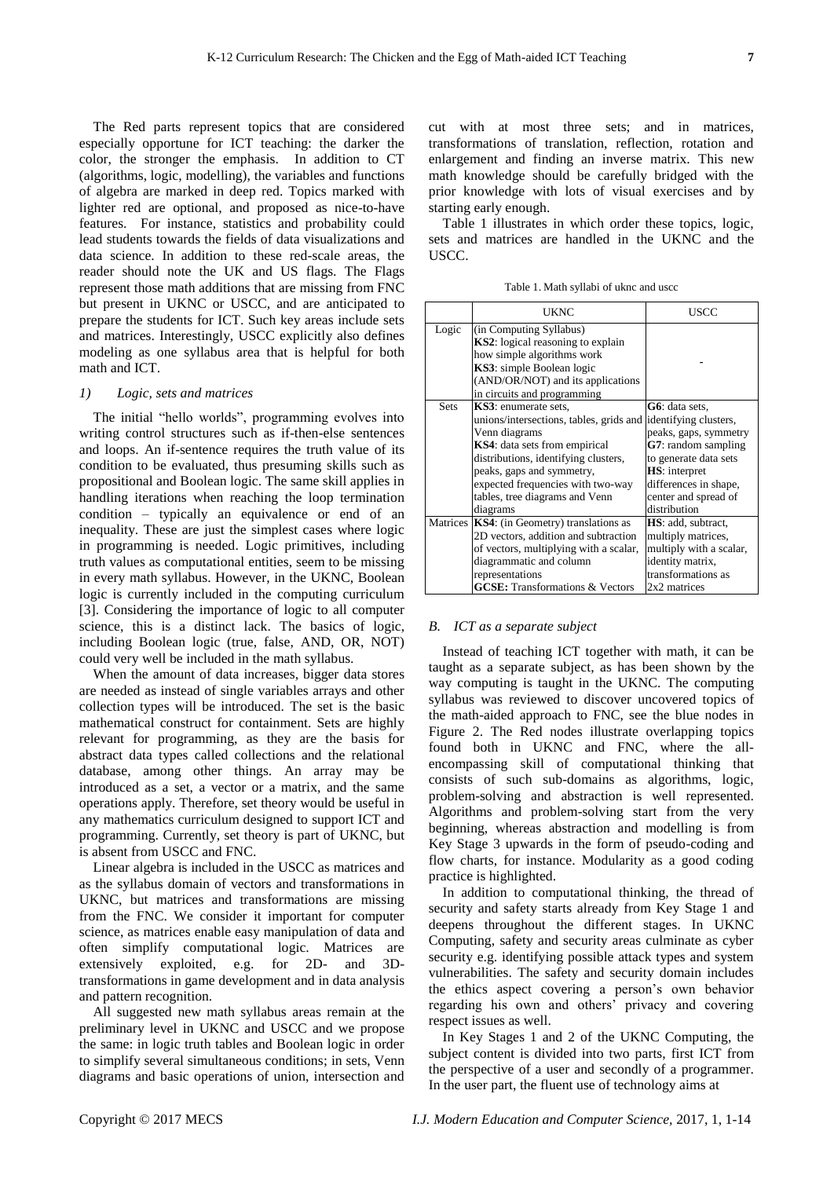The Red parts represent topics that are considered especially opportune for ICT teaching: the darker the color, the stronger the emphasis. In addition to CT (algorithms, logic, modelling), the variables and functions of algebra are marked in deep red. Topics marked with lighter red are optional, and proposed as nice-to-have features. For instance, statistics and probability could lead students towards the fields of data visualizations and data science. In addition to these red-scale areas, the reader should note the UK and US flags. The Flags represent those math additions that are missing from FNC but present in UKNC or USCC, and are anticipated to prepare the students for ICT. Such key areas include sets and matrices. Interestingly, USCC explicitly also defines modeling as one syllabus area that is helpful for both math and ICT.

### *1) Logic, sets and matrices*

The initial "hello worlds", programming evolves into writing control structures such as if-then-else sentences and loops. An if-sentence requires the truth value of its condition to be evaluated, thus presuming skills such as propositional and Boolean logic. The same skill applies in handling iterations when reaching the loop termination condition – typically an equivalence or end of an inequality. These are just the simplest cases where logic in programming is needed. Logic primitives, including truth values as computational entities, seem to be missing in every math syllabus. However, in the UKNC, Boolean logic is currently included in the computing curriculum [3]. Considering the importance of logic to all computer science, this is a distinct lack. The basics of logic, including Boolean logic (true, false, AND, OR, NOT) could very well be included in the math syllabus.

When the amount of data increases, bigger data stores are needed as instead of single variables arrays and other collection types will be introduced. The set is the basic mathematical construct for containment. Sets are highly relevant for programming, as they are the basis for abstract data types called collections and the relational database, among other things. An array may be introduced as a set, a vector or a matrix, and the same operations apply. Therefore, set theory would be useful in any mathematics curriculum designed to support ICT and programming. Currently, set theory is part of UKNC, but is absent from USCC and FNC.

Linear algebra is included in the USCC as matrices and as the syllabus domain of vectors and transformations in UKNC, but matrices and transformations are missing from the FNC. We consider it important for computer science, as matrices enable easy manipulation of data and often simplify computational logic. Matrices are extensively exploited, e.g. for 2D- and 3D-transformations in game development and in data analysis and pattern recognition.

All suggested new math syllabus areas remain at the preliminary level in UKNC and USCC and we propose the same: in logic truth tables and Boolean logic in order to simplify several simultaneous conditions; in sets, Venn diagrams and basic operations of union, intersection and cut with at most three sets; and in matrices, transformations of translation, reflection, rotation and enlargement and finding an inverse matrix. This new math knowledge should be carefully bridged with the prior knowledge with lots of visual exercises and by starting early enough.

Table 1 illustrates in which order these topics, logic, sets and matrices are handled in the UKNC and the USCC.

Table 1. Math syllabi of uknc and uscc

| | UKNC | USCC |
|---|---|---|
| Logic | (in Computing Syllabus)<br>**KS2**: logical reasoning to explain how simple algorithms work<br>**KS3**: simple Boolean logic (AND/OR/NOT) and its applications in circuits and programming | - |
| Sets | **KS3**: enumerate sets, unions/intersections, tables, grids and Venn diagrams<br>**KS4**: data sets from empirical distributions, identifying clusters, peaks, gaps and symmetry, expected frequencies with two-way tables, tree diagrams and Venn diagrams | **G6**: data sets, identifying clusters, peaks, gaps, symmetry<br>**G7**: random sampling to generate data sets<br>**HS**: interpret differences in shape, center and spread of distribution |
| Matrices | **KS4**: (in Geometry) translations as 2D vectors, addition and subtraction of vectors, multiplying with a scalar, diagrammatic and column representations<br>**GCSE:** Transformations & Vectors | **HS**: add, subtract, multiply matrices, multiply with a scalar, identity matrix, transformations as 2x2 matrices |

## *B. ICT as a separate subject*

Instead of teaching ICT together with math, it can be taught as a separate subject, as has been shown by the way computing is taught in the UKNC. The computing syllabus was reviewed to discover uncovered topics of the math-aided approach to FNC, see the blue nodes in Figure 2. The Red nodes illustrate overlapping topics found both in UKNC and FNC, where the all-encompassing skill of computational thinking that consists of such sub-domains as algorithms, logic, problem-solving and abstraction is well represented. Algorithms and problem-solving start from the very beginning, whereas abstraction and modelling is from Key Stage 3 upwards in the form of pseudo-coding and flow charts, for instance. Modularity as a good coding practice is highlighted.

In addition to computational thinking, the thread of security and safety starts already from Key Stage 1 and deepens throughout the different stages. In UKNC Computing, safety and security areas culminate as cyber security e.g. identifying possible attack types and system vulnerabilities. The safety and security domain includes the ethics aspect covering a person's own behavior regarding his own and others' privacy and covering respect issues as well.

In Key Stages 1 and 2 of the UKNC Computing, the subject content is divided into two parts, first ICT from the perspective of a user and secondly of a programmer. In the user part, the fluent use of technology aims at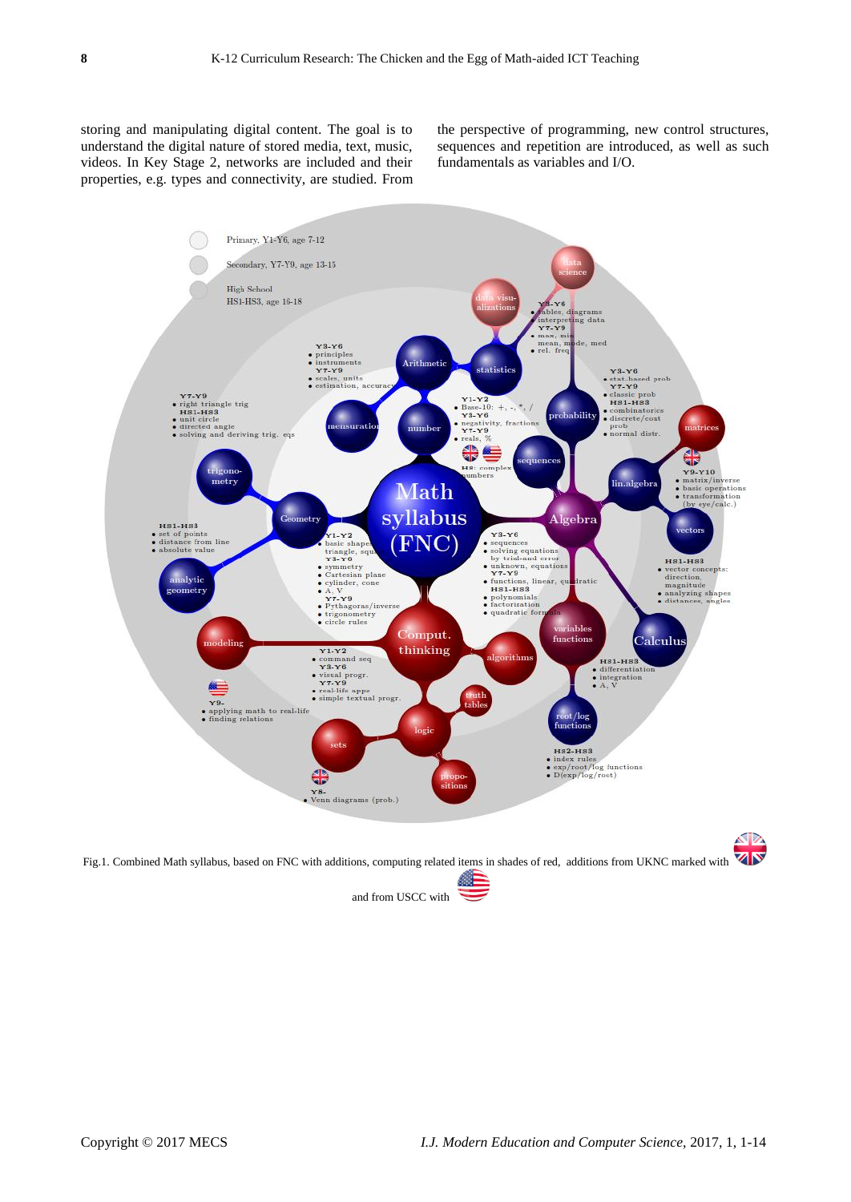storing and manipulating digital content. The goal is to understand the digital nature of stored media, text, music, videos. In Key Stage 2, networks are included and their properties, e.g. types and connectivity, are studied. From the perspective of programming, new control structures, sequences and repetition are introduced, as well as such fundamentals as variables and I/O.

Fig.1. Combined Math syllabus, based on FNC with additions, computing related items in shades of red, additions from UKNC marked with [UK flag] and from USCC with [US flag]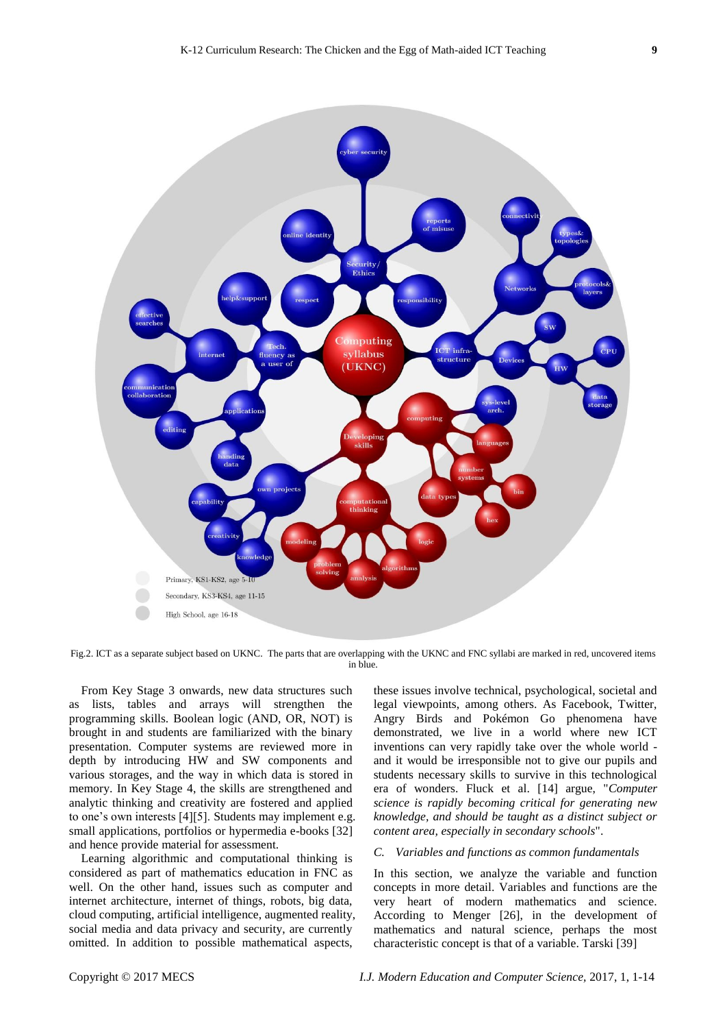Fig.2. ICT as a separate subject based on UKNC. The parts that are overlapping with the UKNC and FNC syllabi are marked in red, uncovered items in blue.

From Key Stage 3 onwards, new data structures such as lists, tables and arrays will strengthen the programming skills. Boolean logic (AND, OR, NOT) is brought in and students are familiarized with the binary presentation. Computer systems are reviewed more in depth by introducing HW and SW components and various storages, and the way in which data is stored in memory. In Key Stage 4, the skills are strengthened and analytic thinking and creativity are fostered and applied to one's own interests [4][5]. Students may implement e.g. small applications, portfolios or hypermedia e-books [32] and hence provide material for assessment.

Learning algorithmic and computational thinking is considered as part of mathematics education in FNC as well. On the other hand, issues such as computer and internet architecture, internet of things, robots, big data, cloud computing, artificial intelligence, augmented reality, social media and data privacy and security, are currently omitted. In addition to possible mathematical aspects, these issues involve technical, psychological, societal and legal viewpoints, among others. As Facebook, Twitter, Angry Birds and Pokémon Go phenomena have demonstrated, we live in a world where new ICT inventions can very rapidly take over the whole world - and it would be irresponsible not to give our pupils and students necessary skills to survive in this technological era of wonders. Fluck et al. [14] argue, "*Computer science is rapidly becoming critical for generating new knowledge, and should be taught as a distinct subject or content area, especially in secondary schools*".

### *C. Variables and functions as common fundamentals*

In this section, we analyze the variable and function concepts in more detail. Variables and functions are the very heart of modern mathematics and science. According to Menger [26], in the development of mathematics and natural science, perhaps the most characteristic concept is that of a variable. Tarski [39]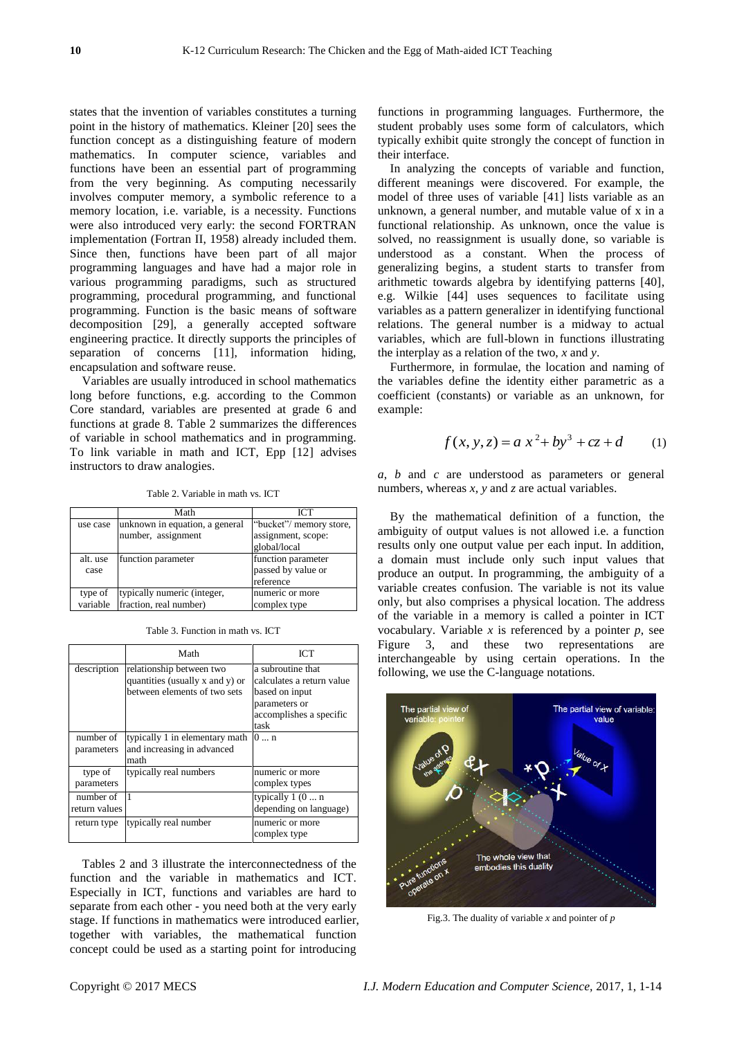states that the invention of variables constitutes a turning point in the history of mathematics. Kleiner [20] sees the function concept as a distinguishing feature of modern mathematics. In computer science, variables and functions have been an essential part of programming from the very beginning. As computing necessarily involves computer memory, a symbolic reference to a memory location, i.e. variable, is a necessity. Functions were also introduced very early: the second FORTRAN implementation (Fortran II, 1958) already included them. Since then, functions have been part of all major programming languages and have had a major role in various programming paradigms, such as structured programming, procedural programming, and functional programming. Function is the basic means of software decomposition [29], a generally accepted software engineering practice. It directly supports the principles of separation of concerns [11], information hiding, encapsulation and software reuse.

Variables are usually introduced in school mathematics long before functions, e.g. according to the Common Core standard, variables are presented at grade 6 and functions at grade 8. Table 2 summarizes the differences of variable in school mathematics and in programming. To link variable in math and ICT, Epp [12] advises instructors to draw analogies.

Table 2. Variable in math vs. ICT

| | Math | ICT |
|---|---|---|
| use case | unknown in equation, a general number, assignment | "bucket"/ memory store, assignment, scope: global/local |
| alt. use case | function parameter | function parameter passed by value or reference |
| type of variable | typically numeric (integer, fraction, real number) | numeric or more complex type |

Table 3. Function in math vs. ICT

| | Math | ICT |
|---|---|---|
| description | relationship between two quantities (usually x and y) or between elements of two sets | a subroutine that calculates a return value based on input parameters or accomplishes a specific task |
| number of parameters | typically 1 in elementary math and increasing in advanced math | 0 ... n |
| type of parameters | typically real numbers | numeric or more complex types |
| number of return values | 1 | typically 1 (0 ... n depending on language) |
| return type | typically real number | numeric or more complex type |

Tables 2 and 3 illustrate the interconnectedness of the function and the variable in mathematics and ICT. Especially in ICT, functions and variables are hard to separate from each other - you need both at the very early stage. If functions in mathematics were introduced earlier, together with variables, the mathematical function concept could be used as a starting point for introducing functions in programming languages. Furthermore, the student probably uses some form of calculators, which typically exhibit quite strongly the concept of function in their interface.

In analyzing the concepts of variable and function, different meanings were discovered. For example, the model of three uses of variable [41] lists variable as an unknown, a general number, and mutable value of x in a functional relationship. As unknown, once the value is solved, no reassignment is usually done, so variable is understood as a constant. When the process of generalizing begins, a student starts to transfer from arithmetic towards algebra by identifying patterns [40], e.g. Wilkie [44] uses sequences to facilitate using variables as a pattern generalizer in identifying functional relations. The general number is a midway to actual variables, which are full-blown in functions illustrating the interplay as a relation of the two, *x* and *y*.

Furthermore, in formulae, the location and naming of the variables define the identity either parametric as a coefficient (constants) or variable as an unknown, for example:

$$f(x, y, z) = a\,x^2 + by^3 + cz + d \qquad (1)$$

*a*, *b* and *c* are understood as parameters or general numbers, whereas *x*, *y* and *z* are actual variables.

By the mathematical definition of a function, the ambiguity of output values is not allowed i.e. a function results only one output value per each input. In addition, a domain must include only such input values that produce an output. In programming, the ambiguity of a variable creates confusion. The variable is not its value only, but also comprises a physical location. The address of the variable in a memory is called a pointer in ICT vocabulary. Variable *x* is referenced by a pointer *p*, see Figure 3, and these two representations are interchangeable by using certain operations. In the following, we use the C-language notations.

Fig.3. The duality of variable *x* and pointer of *p*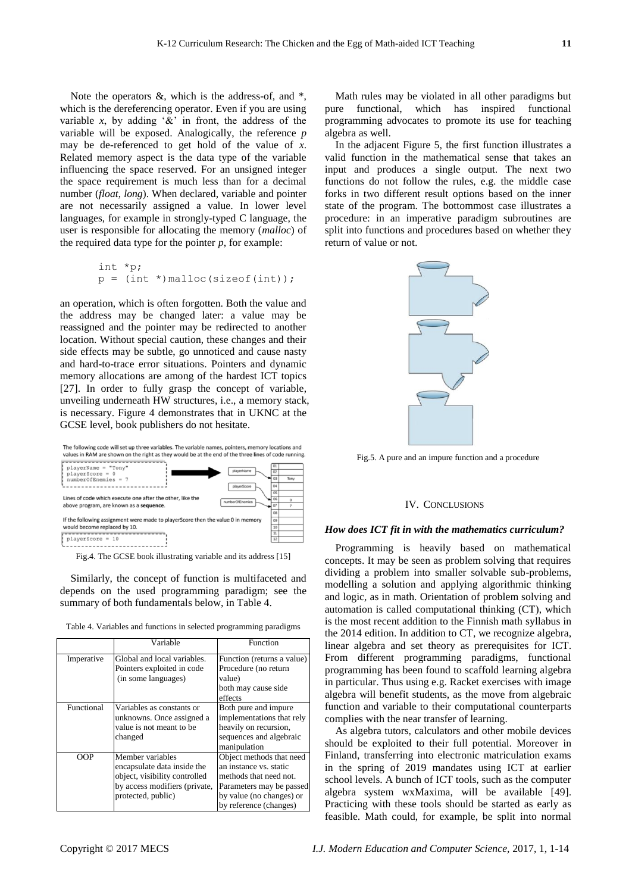Note the operators &, which is the address-of, and *, which is the dereferencing operator. Even if you are using variable *x*, by adding '&' in front, the address of the variable will be exposed. Analogically, the reference *p* may be de-referenced to get hold of the value of *x*. Related memory aspect is the data type of the variable influencing the space reserved. For an unsigned integer the space requirement is much less than for a decimal number (*float*, *long*). When declared, variable and pointer are not necessarily assigned a value. In lower level languages, for example in strongly-typed C language, the user is responsible for allocating the memory (*malloc*) of the required data type for the pointer *p*, for example:

```
int *p;
p = (int *)malloc(sizeof(int));
```

an operation, which is often forgotten. Both the value and the address may be changed later: a value may be reassigned and the pointer may be redirected to another location. Without special caution, these changes and their side effects may be subtle, go unnoticed and cause nasty and hard-to-trace error situations. Pointers and dynamic memory allocations are among of the hardest ICT topics [27]. In order to fully grasp the concept of variable, unveiling underneath HW structures, i.e., a memory stack, is necessary. Figure 4 demonstrates that in UKNC at the GCSE level, book publishers do not hesitate.

The following code will set up three variables. The variable names, pointers, memory locations and values in RAM are shown on the right as they would be at the end of the three lines of code running.

```
playerName = "Tony"
playerScore = 0
numberOfEnemies = 7
```

Lines of code which execute one after the other, like the above program, are known as a **sequence**.

If the following assignment were made to playerScore then the value 0 in memory would become replaced by 10.

```
playerScore = 10
```

Fig.4. The GCSE book illustrating variable and its address [15]

Similarly, the concept of function is multifaceted and depends on the used programming paradigm; see the summary of both fundamentals below, in Table 4.

Table 4. Variables and functions in selected programming paradigms

| | Variable | Function |
|---|---|---|
| Imperative | Global and local variables. Pointers exploited in code (in some languages) | Function (returns a value) Procedure (no return value) both may cause side effects |
| Functional | Variables as constants or unknowns. Once assigned a value it is not meant to be changed | Both pure and impure implementations that rely heavily on recursion, sequences and algebraic manipulation |
| OOP | Member variables encapsulate data inside the object, visibility controlled by access modifiers (private, protected, public) | Object methods that need an instance vs. static methods that need not. Parameters may be passed by value (no changes) or by reference (changes) |

Math rules may be violated in all other paradigms but pure functional, which has inspired functional programming advocates to promote its use for teaching algebra as well.

In the adjacent Figure 5, the first function illustrates a valid function in the mathematical sense that takes an input and produces a single output. The next two functions do not follow the rules, e.g. the middle case forks in two different result options based on the inner state of the program. The bottommost case illustrates a procedure: in an imperative paradigm subroutines are split into functions and procedures based on whether they return of value or not.

Fig.5. A pure and an impure function and a procedure

## IV. Conclusions

### *How does ICT fit in with the mathematics curriculum?*

Programming is heavily based on mathematical concepts. It may be seen as problem solving that requires dividing a problem into smaller solvable sub-problems, modelling a solution and applying algorithmic thinking and logic, as in math. Orientation of problem solving and automation is called computational thinking (CT), which is the most recent addition to the Finnish math syllabus in the 2014 edition. In addition to CT, we recognize algebra, linear algebra and set theory as prerequisites for ICT. From different programming paradigms, functional programming has been found to scaffold learning algebra in particular. Thus using e.g. Racket exercises with image algebra will benefit students, as the move from algebraic function and variable to their computational counterparts complies with the near transfer of learning.

As algebra tutors, calculators and other mobile devices should be exploited to their full potential. Moreover in Finland, transferring into electronic matriculation exams in the spring of 2019 mandates using ICT at earlier school levels. A bunch of ICT tools, such as the computer algebra system wxMaxima, will be available [49]. Practicing with these tools should be started as early as feasible. Math could, for example, be split into normal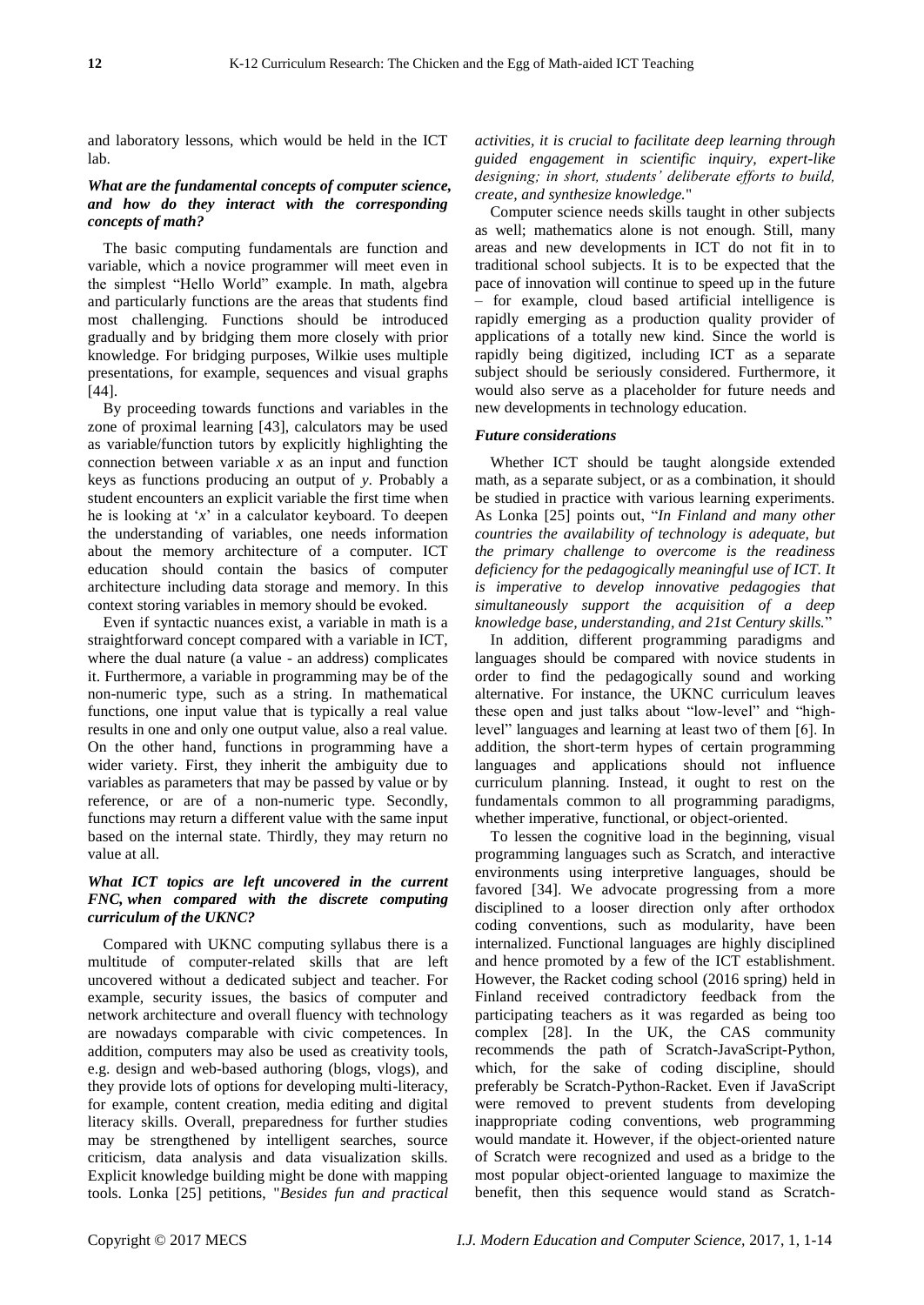and laboratory lessons, which would be held in the ICT lab.

### *What are the fundamental concepts of computer science, and how do they interact with the corresponding concepts of math?*

The basic computing fundamentals are function and variable, which a novice programmer will meet even in the simplest "Hello World" example. In math, algebra and particularly functions are the areas that students find most challenging. Functions should be introduced gradually and by bridging them more closely with prior knowledge. For bridging purposes, Wilkie uses multiple presentations, for example, sequences and visual graphs [44].

By proceeding towards functions and variables in the zone of proximal learning [43], calculators may be used as variable/function tutors by explicitly highlighting the connection between variable $x$ as an input and function keys as functions producing an output of $y$. Probably a student encounters an explicit variable the first time when he is looking at '$x$' in a calculator keyboard. To deepen the understanding of variables, one needs information about the memory architecture of a computer. ICT education should contain the basics of computer architecture including data storage and memory. In this context storing variables in memory should be evoked.

Even if syntactic nuances exist, a variable in math is a straightforward concept compared with a variable in ICT, where the dual nature (a value - an address) complicates it. Furthermore, a variable in programming may be of the non-numeric type, such as a string. In mathematical functions, one input value that is typically a real value results in one and only one output value, also a real value. On the other hand, functions in programming have a wider variety. First, they inherit the ambiguity due to variables as parameters that may be passed by value or by reference, or are of a non-numeric type. Secondly, functions may return a different value with the same input based on the internal state. Thirdly, they may return no value at all.

### *What ICT topics are left uncovered in the current FNC, when compared with the discrete computing curriculum of the UKNC?*

Compared with UKNC computing syllabus there is a multitude of computer-related skills that are left uncovered without a dedicated subject and teacher. For example, security issues, the basics of computer and network architecture and overall fluency with technology are nowadays comparable with civic competences. In addition, computers may also be used as creativity tools, e.g. design and web-based authoring (blogs, vlogs), and they provide lots of options for developing multi-literacy, for example, content creation, media editing and digital literacy skills. Overall, preparedness for further studies may be strengthened by intelligent searches, source criticism, data analysis and data visualization skills. Explicit knowledge building might be done with mapping tools. Lonka [25] petitions, "*Besides fun and practical activities, it is crucial to facilitate deep learning through guided engagement in scientific inquiry, expert-like designing; in short, students' deliberate efforts to build, create, and synthesize knowledge.*"

Computer science needs skills taught in other subjects as well; mathematics alone is not enough. Still, many areas and new developments in ICT do not fit in to traditional school subjects. It is to be expected that the pace of innovation will continue to speed up in the future – for example, cloud based artificial intelligence is rapidly emerging as a production quality provider of applications of a totally new kind. Since the world is rapidly being digitized, including ICT as a separate subject should be seriously considered. Furthermore, it would also serve as a placeholder for future needs and new developments in technology education.

### *Future considerations*

Whether ICT should be taught alongside extended math, as a separate subject, or as a combination, it should be studied in practice with various learning experiments. As Lonka [25] points out, "*In Finland and many other countries the availability of technology is adequate, but the primary challenge to overcome is the readiness deficiency for the pedagogically meaningful use of ICT. It is imperative to develop innovative pedagogies that simultaneously support the acquisition of a deep knowledge base, understanding, and 21st Century skills.*"

In addition, different programming paradigms and languages should be compared with novice students in order to find the pedagogically sound and working alternative. For instance, the UKNC curriculum leaves these open and just talks about "low-level" and "high-level" languages and learning at least two of them [6]. In addition, the short-term hypes of certain programming languages and applications should not influence curriculum planning. Instead, it ought to rest on the fundamentals common to all programming paradigms, whether imperative, functional, or object-oriented.

To lessen the cognitive load in the beginning, visual programming languages such as Scratch, and interactive environments using interpretive languages, should be favored [34]. We advocate progressing from a more disciplined to a looser direction only after orthodox coding conventions, such as modularity, have been internalized. Functional languages are highly disciplined and hence promoted by a few of the ICT establishment. However, the Racket coding school (2016 spring) held in Finland received contradictory feedback from the participating teachers as it was regarded as being too complex [28]. In the UK, the CAS community recommends the path of Scratch-JavaScript-Python, which, for the sake of coding discipline, should preferably be Scratch-Python-Racket. Even if JavaScript were removed to prevent students from developing inappropriate coding conventions, web programming would mandate it. However, if the object-oriented nature of Scratch were recognized and used as a bridge to the most popular object-oriented language to maximize the benefit, then this sequence would stand as Scratch-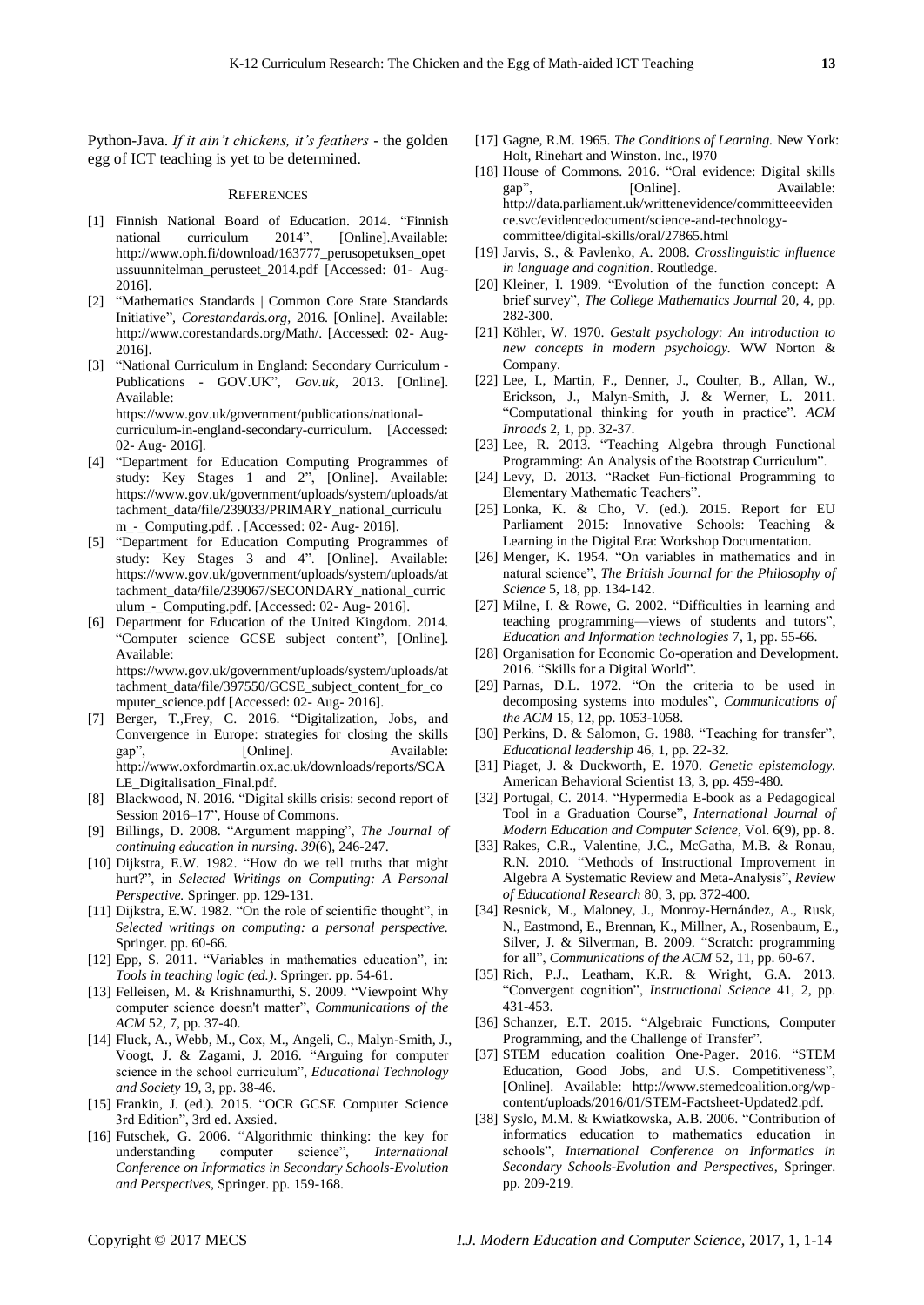Python-Java. *If it ain't chickens, it's feathers* - the golden egg of ICT teaching is yet to be determined.

## REFERENCES

[1] Finnish National Board of Education. 2014. "Finnish national curriculum 2014", [Online].Available: http://www.oph.fi/download/163777_perusopetuksen_opetussuunnitelman_perusteet_2014.pdf [Accessed: 01- Aug-2016].

[2] "Mathematics Standards | Common Core State Standards Initiative", *Corestandards.org*, 2016. [Online]. Available: http://www.corestandards.org/Math/. [Accessed: 02- Aug-2016].

[3] "National Curriculum in England: Secondary Curriculum - Publications - GOV.UK", *Gov.uk*, 2013. [Online]. Available: https://www.gov.uk/government/publications/national-curriculum-in-england-secondary-curriculum. [Accessed: 02- Aug- 2016].

[4] "Department for Education Computing Programmes of study: Key Stages 1 and 2", [Online]. Available: https://www.gov.uk/government/uploads/system/uploads/attachment_data/file/239033/PRIMARY_national_curriculum_-_Computing.pdf. . [Accessed: 02- Aug- 2016].

[5] "Department for Education Computing Programmes of study: Key Stages 3 and 4". [Online]. Available: https://www.gov.uk/government/uploads/system/uploads/attachment_data/file/239067/SECONDARY_national_curriculum_-_Computing.pdf. [Accessed: 02- Aug- 2016].

[6] Department for Education of the United Kingdom. 2014. "Computer science GCSE subject content", [Online]. Available: https://www.gov.uk/government/uploads/system/uploads/attachment_data/file/397550/GCSE_subject_content_for_computer_science.pdf [Accessed: 02- Aug- 2016].

[7] Berger, T.,Frey, C. 2016. "Digitalization, Jobs, and Convergence in Europe: strategies for closing the skills gap", [Online]. Available: http://www.oxfordmartin.ox.ac.uk/downloads/reports/SCALE_Digitalisation_Final.pdf.

[8] Blackwood, N. 2016. "Digital skills crisis: second report of Session 2016–17", House of Commons.

[9] Billings, D. 2008. "Argument mapping", *The Journal of continuing education in nursing. 39*(6), 246-247.

[10] Dijkstra, E.W. 1982. "How do we tell truths that might hurt?", in *Selected Writings on Computing: A Personal Perspective.* Springer. pp. 129-131.

[11] Dijkstra, E.W. 1982. "On the role of scientific thought", in *Selected writings on computing: a personal perspective.* Springer. pp. 60-66.

[12] Epp, S. 2011. "Variables in mathematics education", in: *Tools in teaching logic (ed.)*. Springer. pp. 54-61.

[13] Felleisen, M. & Krishnamurthi, S. 2009. "Viewpoint Why computer science doesn't matter", *Communications of the ACM* 52, 7, pp. 37-40.

[14] Fluck, A., Webb, M., Cox, M., Angeli, C., Malyn-Smith, J., Voogt, J. & Zagami, J. 2016. "Arguing for computer science in the school curriculum", *Educational Technology and Society* 19, 3, pp. 38-46.

[15] Frankin, J. (ed.). 2015. "OCR GCSE Computer Science 3rd Edition", 3rd ed. Axsied.

[16] Futschek, G. 2006. "Algorithmic thinking: the key for understanding computer science", *International Conference on Informatics in Secondary Schools-Evolution and Perspectives*, Springer. pp. 159-168.

[17] Gagne, R.M. 1965. *The Conditions of Learning.* New York: Holt, Rinehart and Winston. Inc., l970

[18] House of Commons. 2016. "Oral evidence: Digital skills gap", [Online]. Available: http://data.parliament.uk/writtenevidence/committeeevidence.svc/evidencedocument/science-and-technology-committee/digital-skills/oral/27865.html

[19] Jarvis, S., & Pavlenko, A. 2008. *Crosslinguistic influence in language and cognition*. Routledge.

[20] Kleiner, I. 1989. "Evolution of the function concept: A brief survey", *The College Mathematics Journal* 20, 4, pp. 282-300.

[21] Köhler, W. 1970. *Gestalt psychology: An introduction to new concepts in modern psychology.* WW Norton & Company.

[22] Lee, I., Martin, F., Denner, J., Coulter, B., Allan, W., Erickson, J., Malyn-Smith, J. & Werner, L. 2011. "Computational thinking for youth in practice". *ACM Inroads* 2, 1, pp. 32-37.

[23] Lee, R. 2013. "Teaching Algebra through Functional Programming: An Analysis of the Bootstrap Curriculum".

[24] Levy, D. 2013. "Racket Fun-fictional Programming to Elementary Mathematic Teachers".

[25] Lonka, K. & Cho, V. (ed.). 2015. Report for EU Parliament 2015: Innovative Schools: Teaching & Learning in the Digital Era: Workshop Documentation.

[26] Menger, K. 1954. "On variables in mathematics and in natural science", *The British Journal for the Philosophy of Science* 5, 18, pp. 134-142.

[27] Milne, I. & Rowe, G. 2002. "Difficulties in learning and teaching programming—views of students and tutors", *Education and Information technologies* 7, 1, pp. 55-66.

[28] Organisation for Economic Co-operation and Development. 2016. "Skills for a Digital World".

[29] Parnas, D.L. 1972. "On the criteria to be used in decomposing systems into modules", *Communications of the ACM* 15, 12, pp. 1053-1058.

[30] Perkins, D. & Salomon, G. 1988. "Teaching for transfer", *Educational leadership* 46, 1, pp. 22-32.

[31] Piaget, J. & Duckworth, E. 1970. *Genetic epistemology.* American Behavioral Scientist 13, 3, pp. 459-480.

[32] Portugal, C. 2014. "Hypermedia E-book as a Pedagogical Tool in a Graduation Course", *International Journal of Modern Education and Computer Science*, Vol. 6(9), pp. 8.

[33] Rakes, C.R., Valentine, J.C., McGatha, M.B. & Ronau, R.N. 2010. "Methods of Instructional Improvement in Algebra A Systematic Review and Meta-Analysis", *Review of Educational Research* 80, 3, pp. 372-400.

[34] Resnick, M., Maloney, J., Monroy-Hernández, A., Rusk, N., Eastmond, E., Brennan, K., Millner, A., Rosenbaum, E., Silver, J. & Silverman, B. 2009. "Scratch: programming for all", *Communications of the ACM* 52, 11, pp. 60-67.

[35] Rich, P.J., Leatham, K.R. & Wright, G.A. 2013. "Convergent cognition", *Instructional Science* 41, 2, pp. 431-453.

[36] Schanzer, E.T. 2015. "Algebraic Functions, Computer Programming, and the Challenge of Transfer".

[37] STEM education coalition One-Pager. 2016. "STEM Education, Good Jobs, and U.S. Competitiveness", [Online]. Available: http://www.stemedcoalition.org/wp-content/uploads/2016/01/STEM-Factsheet-Updated2.pdf.

[38] Syslo, M.M. & Kwiatkowska, A.B. 2006. "Contribution of informatics education to mathematics education in schools", *International Conference on Informatics in Secondary Schools-Evolution and Perspectives*, Springer. pp. 209-219.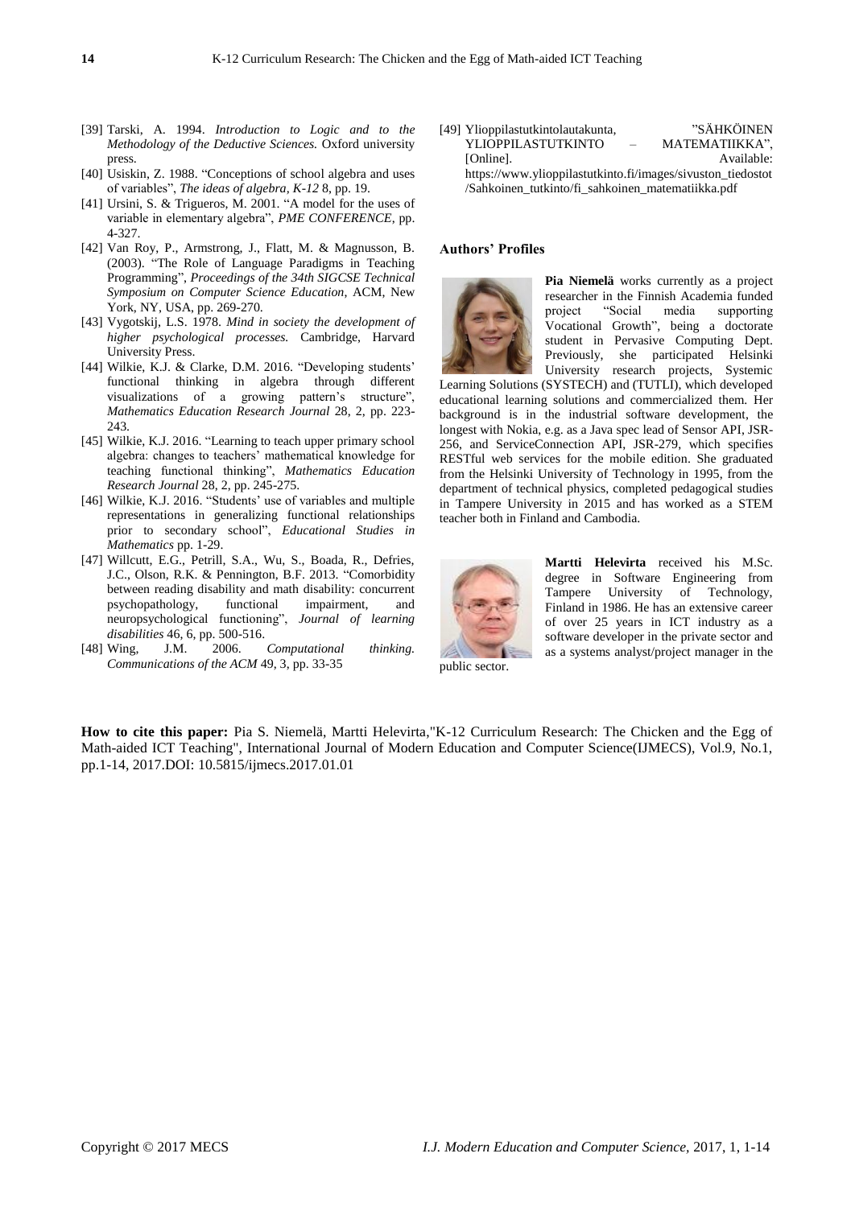[39] Tarski, A. 1994. *Introduction to Logic and to the Methodology of the Deductive Sciences.* Oxford university press.

[40] Usiskin, Z. 1988. "Conceptions of school algebra and uses of variables", *The ideas of algebra, K-12* 8, pp. 19.

[41] Ursini, S. & Trigueros, M. 2001. "A model for the uses of variable in elementary algebra", *PME CONFERENCE*, pp. 4-327.

[42] Van Roy, P., Armstrong, J., Flatt, M. & Magnusson, B. (2003). "The Role of Language Paradigms in Teaching Programming", *Proceedings of the 34th SIGCSE Technical Symposium on Computer Science Education*, ACM, New York, NY, USA, pp. 269-270.

[43] Vygotskij, L.S. 1978. *Mind in society the development of higher psychological processes.* Cambridge, Harvard University Press.

[44] Wilkie, K.J. & Clarke, D.M. 2016. "Developing students' functional thinking in algebra through different visualizations of a growing pattern's structure", *Mathematics Education Research Journal* 28, 2, pp. 223-243.

[45] Wilkie, K.J. 2016. "Learning to teach upper primary school algebra: changes to teachers' mathematical knowledge for teaching functional thinking", *Mathematics Education Research Journal* 28, 2, pp. 245-275.

[46] Wilkie, K.J. 2016. "Students' use of variables and multiple representations in generalizing functional relationships prior to secondary school", *Educational Studies in Mathematics* pp. 1-29.

[47] Willcutt, E.G., Petrill, S.A., Wu, S., Boada, R., Defries, J.C., Olson, R.K. & Pennington, B.F. 2013. "Comorbidity between reading disability and math disability: concurrent psychopathology, functional impairment, and neuropsychological functioning", *Journal of learning disabilities* 46, 6, pp. 500-516.

[48] Wing, J.M. 2006. *Computational thinking. Communications of the ACM* 49, 3, pp. 33-35

[49] Ylioppilastutkintolautakunta, "SÄHKÖINEN YLIOPPILASTUTKINTO – MATEMATIIKKA", [Online]. Available: https://www.ylioppilastutkinto.fi/images/sivuston_tiedostot/Sahkoinen_tutkinto/fi_sahkoinen_matematiikka.pdf

### Authors' Profiles

**Pia Niemelä** works currently as a project researcher in the Finnish Academia funded project "Social media supporting Vocational Growth", being a doctorate student in Pervasive Computing Dept. Previously, she participated Helsinki University research projects, Systemic Learning Solutions (SYSTECH) and (TUTLI), which developed educational learning solutions and commercialized them. Her background is in the industrial software development, the longest with Nokia, e.g. as a Java spec lead of Sensor API, JSR-256, and ServiceConnection API, JSR-279, which specifies RESTful web services for the mobile edition. She graduated from the Helsinki University of Technology in 1995, from the department of technical physics, completed pedagogical studies in Tampere University in 2015 and has worked as a STEM teacher both in Finland and Cambodia.

**Martti Helevirta** received his M.Sc. degree in Software Engineering from Tampere University of Technology, Finland in 1986. He has an extensive career of over 25 years in ICT industry as a software developer in the private sector and as a systems analyst/project manager in the public sector.

**How to cite this paper:** Pia S. Niemelä, Martti Helevirta,"K-12 Curriculum Research: The Chicken and the Egg of Math-aided ICT Teaching", International Journal of Modern Education and Computer Science(IJMECS), Vol.9, No.1, pp.1-14, 2017.DOI: 10.5815/ijmecs.2017.01.01